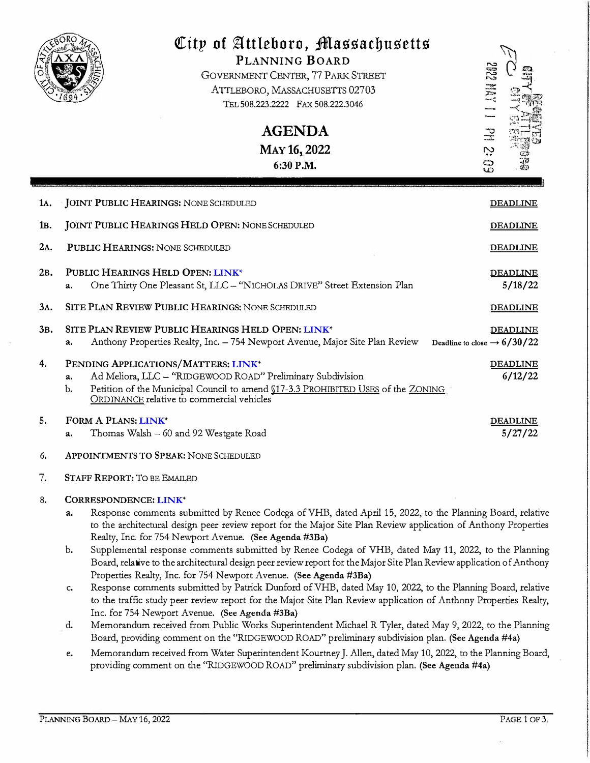# City of Attleboro, Massachusetts

## Planning Board

Government Center, 77 Park Street
Attleboro, Massachusetts 02703
Tel 508.223.2222 Fax 508.222.3046

2022 MAY 11 PM 2:09
RECEIVED CITY OF ATTLEBORO CITY CLERK

## AGENDA

**May 16, 2022**

**6:30 P.M.**

---

**1A. JOINT PUBLIC HEARINGS:** NONE SCHEDULED — **DEADLINE**

**1B. JOINT PUBLIC HEARINGS HELD OPEN:** NONE SCHEDULED — **DEADLINE**

**2A. PUBLIC HEARINGS:** NONE SCHEDULED — **DEADLINE**

**2B. PUBLIC HEARINGS HELD OPEN: LINK*** — **DEADLINE**

- a. One Thirty One Pleasant St, LLC – "NICHOLAS DRIVE" Street Extension Plan — 5/18/22

**3A. SITE PLAN REVIEW PUBLIC HEARINGS:** NONE SCHEDULED — **DEADLINE**

**3B. SITE PLAN REVIEW PUBLIC HEARINGS HELD OPEN: LINK*** — **DEADLINE**

- a. Anthony Properties Realty, Inc. – 754 Newport Avenue, Major Site Plan Review — Deadline to close → 6/30/22

**4. PENDING APPLICATIONS/MATTERS: LINK*** — **DEADLINE**

- a. Ad Meliora, LLC – "RIDGEWOOD ROAD" Preliminary Subdivision — 6/12/22
- b. Petition of the Municipal Council to amend §17-3.3 PROHIBITED USES of the ZONING ORDINANCE relative to commercial vehicles

**5. FORM A PLANS: LINK*** — **DEADLINE**

- a. Thomas Walsh – 60 and 92 Westgate Road — 5/27/22

**6. APPOINTMENTS TO SPEAK:** NONE SCHEDULED

**7. STAFF REPORT:** TO BE EMAILED

**8. CORRESPONDENCE: LINK***

- a. Response comments submitted by Renee Codega of VHB, dated April 15, 2022, to the Planning Board, relative to the architectural design peer review report for the Major Site Plan Review application of Anthony Properties Realty, Inc. for 754 Newport Avenue. **(See Agenda #3Ba)**
- b. Supplemental response comments submitted by Renee Codega of VHB, dated May 11, 2022, to the Planning Board, relative to the architectural design peer review report for the Major Site Plan Review application of Anthony Properties Realty, Inc. for 754 Newport Avenue. **(See Agenda #3Ba)**
- c. Response comments submitted by Patrick Dunford of VHB, dated May 10, 2022, to the Planning Board, relative to the traffic study peer review report for the Major Site Plan Review application of Anthony Properties Realty, Inc. for 754 Newport Avenue. **(See Agenda #3Ba)**
- d. Memorandum received from Public Works Superintendent Michael R Tyler, dated May 9, 2022, to the Planning Board, providing comment on the "RIDGEWOOD ROAD" preliminary subdivision plan. **(See Agenda #4a)**
- e. Memorandum received from Water Superintendent Kourtney J. Allen, dated May 10, 2022, to the Planning Board, providing comment on the "RIDGEWOOD ROAD" preliminary subdivision plan. **(See Agenda #4a)**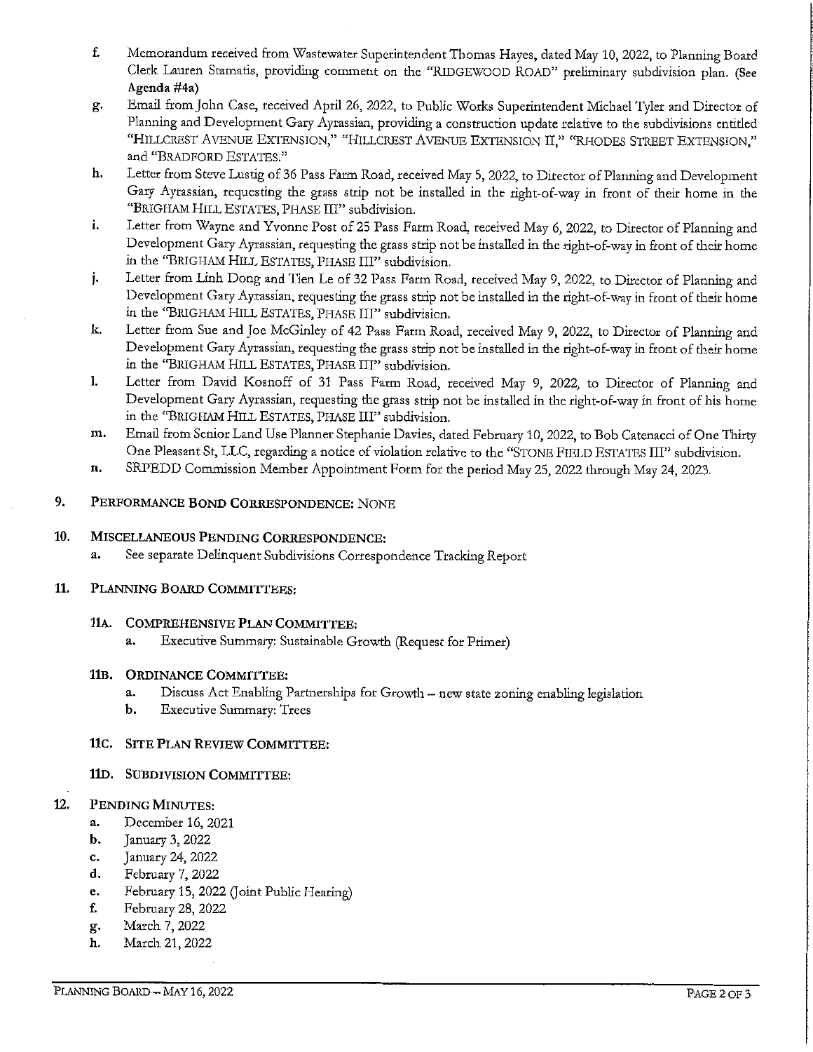f. Memorandum received from Wastewater Superintendent Thomas Hayes, dated May 10, 2022, to Planning Board Clerk Lauren Stamatis, providing comment on the "RIDGEWOOD ROAD" preliminary subdivision plan. **(See Agenda #4a)**

g. Email from John Case, received April 26, 2022, to Public Works Superintendent Michael Tyler and Director of Planning and Development Gary Ayrassian, providing a construction update relative to the subdivisions entitled "HILLCREST AVENUE EXTENSION," "HILLCREST AVENUE EXTENSION II," "RHODES STREET EXTENSION," and "BRADFORD ESTATES."

h. Letter from Steve Lustig of 36 Pass Farm Road, received May 5, 2022, to Director of Planning and Development Gary Ayrassian, requesting the grass strip not be installed in the right-of-way in front of their home in the "BRIGHAM HILL ESTATES, PHASE III" subdivision.

i. Letter from Wayne and Yvonne Post of 25 Pass Farm Road, received May 6, 2022, to Director of Planning and Development Gary Ayrassian, requesting the grass strip not be installed in the right-of-way in front of their home in the "BRIGHAM HILL ESTATES, PHASE III" subdivision.

j. Letter from Linh Dong and Tien Le of 32 Pass Farm Road, received May 9, 2022, to Director of Planning and Development Gary Ayrassian, requesting the grass strip not be installed in the right-of-way in front of their home in the "BRIGHAM HILL ESTATES, PHASE III" subdivision.

k. Letter from Sue and Joe McGinley of 42 Pass Farm Road, received May 9, 2022, to Director of Planning and Development Gary Ayrassian, requesting the grass strip not be installed in the right-of-way in front of their home in the "BRIGHAM HILL ESTATES, PHASE III" subdivision.

l. Letter from David Kosnoff of 31 Pass Farm Road, received May 9, 2022, to Director of Planning and Development Gary Ayrassian, requesting the grass strip not be installed in the right-of-way in front of his home in the "BRIGHAM HILL ESTATES, PHASE III" subdivision.

m. Email from Senior Land Use Planner Stephanie Davies, dated February 10, 2022, to Bob Catenacci of One Thirty One Pleasant St, LLC, regarding a notice of violation relative to the "STONE FIELD ESTATES III" subdivision.

n. SRPEDD Commission Member Appointment Form for the period May 25, 2022 through May 24, 2023.

**9. PERFORMANCE BOND CORRESPONDENCE:** NONE

**10. MISCELLANEOUS PENDING CORRESPONDENCE:**

a. See separate Delinquent Subdivisions Correspondence Tracking Report

**11. PLANNING BOARD COMMITTEES:**

**11A. COMPREHENSIVE PLAN COMMITTEE:**

a. Executive Summary: Sustainable Growth (Request for Primer)

**11B. ORDINANCE COMMITTEE:**

a. Discuss Act Enabling Partnerships for Growth – new state zoning enabling legislation

b. Executive Summary: Trees

**11C. SITE PLAN REVIEW COMMITTEE:**

**11D. SUBDIVISION COMMITTEE:**

**12. PENDING MINUTES:**

a. December 16, 2021

b. January 3, 2022

c. January 24, 2022

d. February 7, 2022

e. February 15, 2022 (Joint Public Hearing)

f. February 28, 2022

g. March 7, 2022

h. March 21, 2022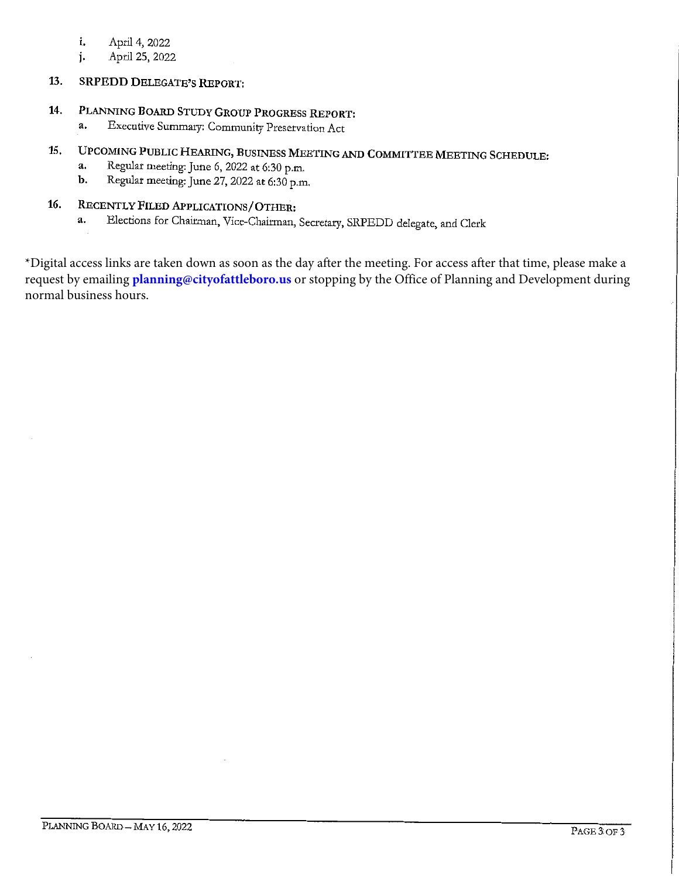i. April 4, 2022
j. April 25, 2022

13. **SRPEDD DELEGATE'S REPORT:**

14. **PLANNING BOARD STUDY GROUP PROGRESS REPORT:**
    a. Executive Summary: Community Preservation Act

15. **UPCOMING PUBLIC HEARING, BUSINESS MEETING AND COMMITTEE MEETING SCHEDULE:**
    a. Regular meeting: June 6, 2022 at 6:30 p.m.
    b. Regular meeting: June 27, 2022 at 6:30 p.m.

16. **RECENTLY FILED APPLICATIONS/OTHER:**
    a. Elections for Chairman, Vice-Chairman, Secretary, SRPEDD delegate, and Clerk

*Digital access links are taken down as soon as the day after the meeting. For access after that time, please make a request by emailing **planning@cityofattleboro.us** or stopping by the Office of Planning and Development during normal business hours.